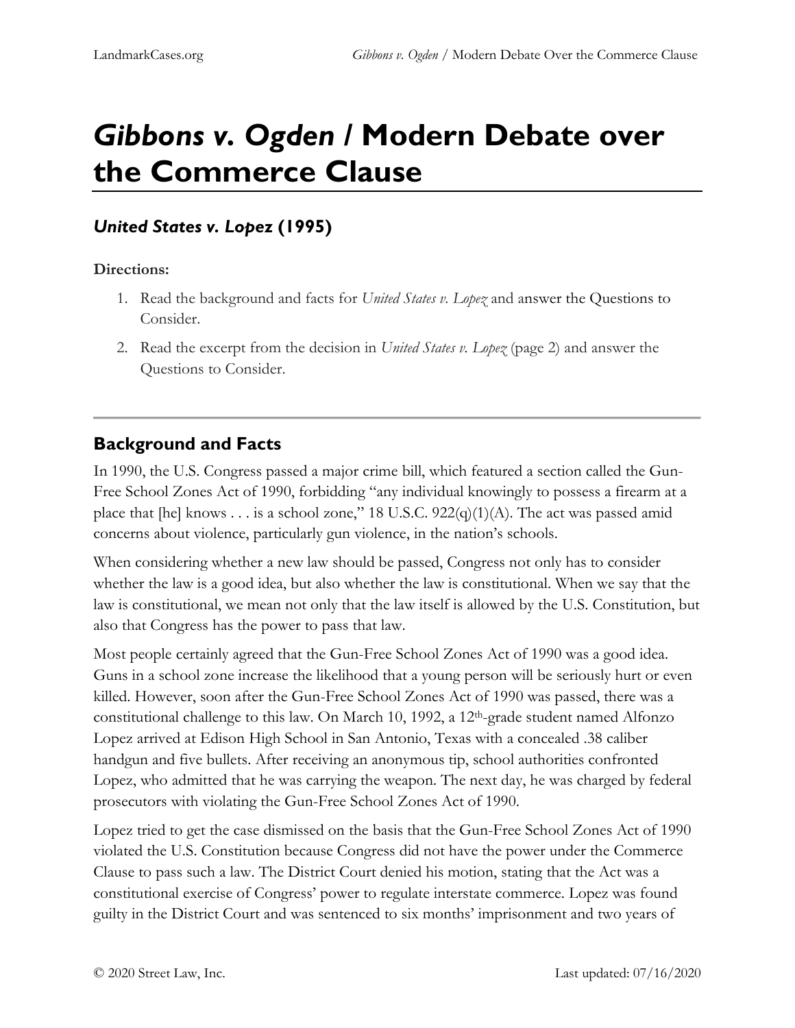# *Gibbons v. Ogden* / Modern Debate over the Commerce Clause

## *United States v. Lopez* (1995)

**Directions:**

1. Read the background and facts for *United States v. Lopez* and answer the Questions to Consider.
2. Read the excerpt from the decision in *United States v. Lopez* (page 2) and answer the Questions to Consider.

---

## Background and Facts

In 1990, the U.S. Congress passed a major crime bill, which featured a section called the Gun-Free School Zones Act of 1990, forbidding "any individual knowingly to possess a firearm at a place that [he] knows . . . is a school zone," 18 U.S.C. 922(q)(1)(A). The act was passed amid concerns about violence, particularly gun violence, in the nation's schools.

When considering whether a new law should be passed, Congress not only has to consider whether the law is a good idea, but also whether the law is constitutional. When we say that the law is constitutional, we mean not only that the law itself is allowed by the U.S. Constitution, but also that Congress has the power to pass that law.

Most people certainly agreed that the Gun-Free School Zones Act of 1990 was a good idea. Guns in a school zone increase the likelihood that a young person will be seriously hurt or even killed. However, soon after the Gun-Free School Zones Act of 1990 was passed, there was a constitutional challenge to this law. On March 10, 1992, a 12th-grade student named Alfonzo Lopez arrived at Edison High School in San Antonio, Texas with a concealed .38 caliber handgun and five bullets. After receiving an anonymous tip, school authorities confronted Lopez, who admitted that he was carrying the weapon. The next day, he was charged by federal prosecutors with violating the Gun-Free School Zones Act of 1990.

Lopez tried to get the case dismissed on the basis that the Gun-Free School Zones Act of 1990 violated the U.S. Constitution because Congress did not have the power under the Commerce Clause to pass such a law. The District Court denied his motion, stating that the Act was a constitutional exercise of Congress' power to regulate interstate commerce. Lopez was found guilty in the District Court and was sentenced to six months' imprisonment and two years of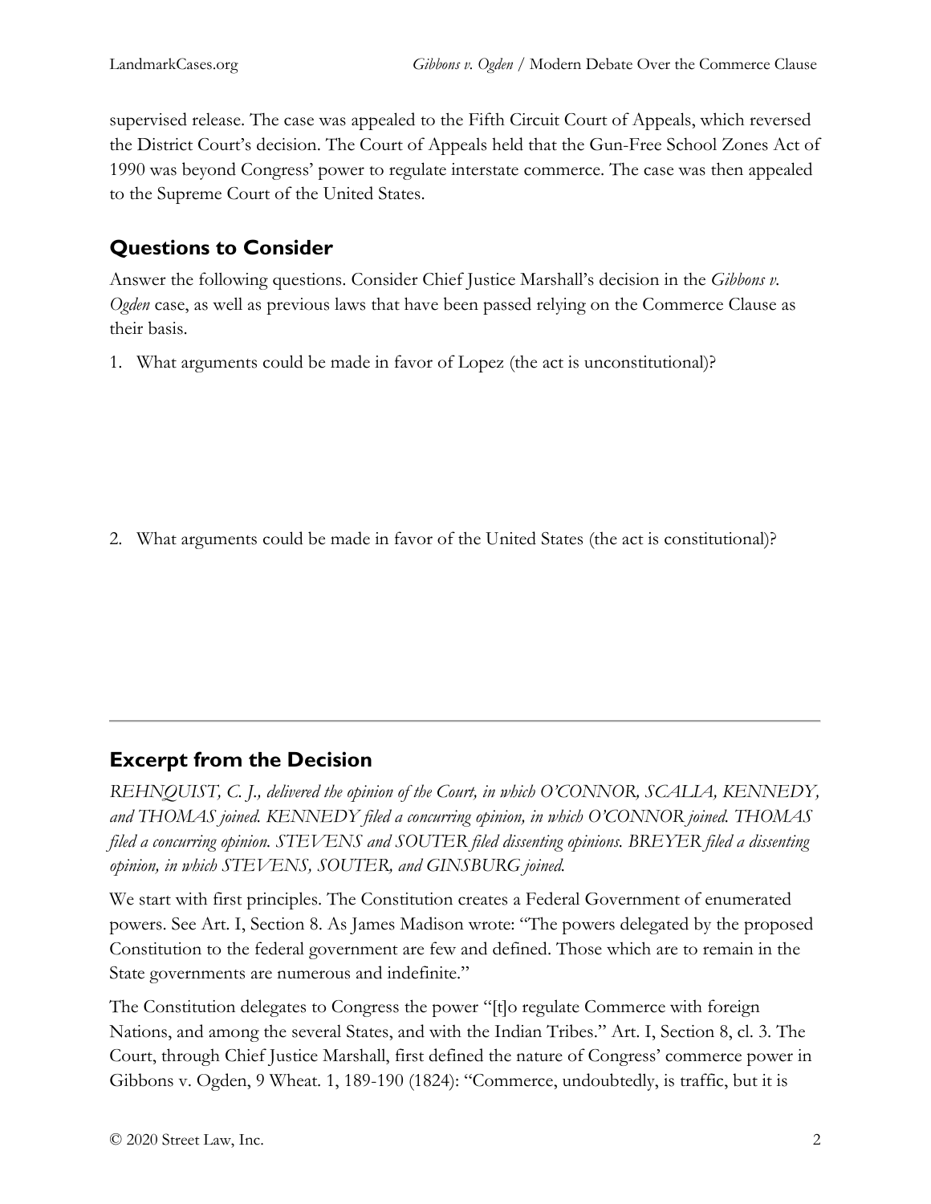supervised release. The case was appealed to the Fifth Circuit Court of Appeals, which reversed the District Court's decision. The Court of Appeals held that the Gun-Free School Zones Act of 1990 was beyond Congress' power to regulate interstate commerce. The case was then appealed to the Supreme Court of the United States.

## Questions to Consider

Answer the following questions. Consider Chief Justice Marshall's decision in the *Gibbons v. Ogden* case, as well as previous laws that have been passed relying on the Commerce Clause as their basis.

1. What arguments could be made in favor of Lopez (the act is unconstitutional)?

2. What arguments could be made in favor of the United States (the act is constitutional)?

---

## Excerpt from the Decision

*REHNQUIST, C. J., delivered the opinion of the Court, in which O'CONNOR, SCALIA, KENNEDY, and THOMAS joined. KENNEDY filed a concurring opinion, in which O'CONNOR joined. THOMAS filed a concurring opinion. STEVENS and SOUTER filed dissenting opinions. BREYER filed a dissenting opinion, in which STEVENS, SOUTER, and GINSBURG joined.*

We start with first principles. The Constitution creates a Federal Government of enumerated powers. See Art. I, Section 8. As James Madison wrote: "The powers delegated by the proposed Constitution to the federal government are few and defined. Those which are to remain in the State governments are numerous and indefinite."

The Constitution delegates to Congress the power "[t]o regulate Commerce with foreign Nations, and among the several States, and with the Indian Tribes." Art. I, Section 8, cl. 3. The Court, through Chief Justice Marshall, first defined the nature of Congress' commerce power in Gibbons v. Ogden, 9 Wheat. 1, 189-190 (1824): "Commerce, undoubtedly, is traffic, but it is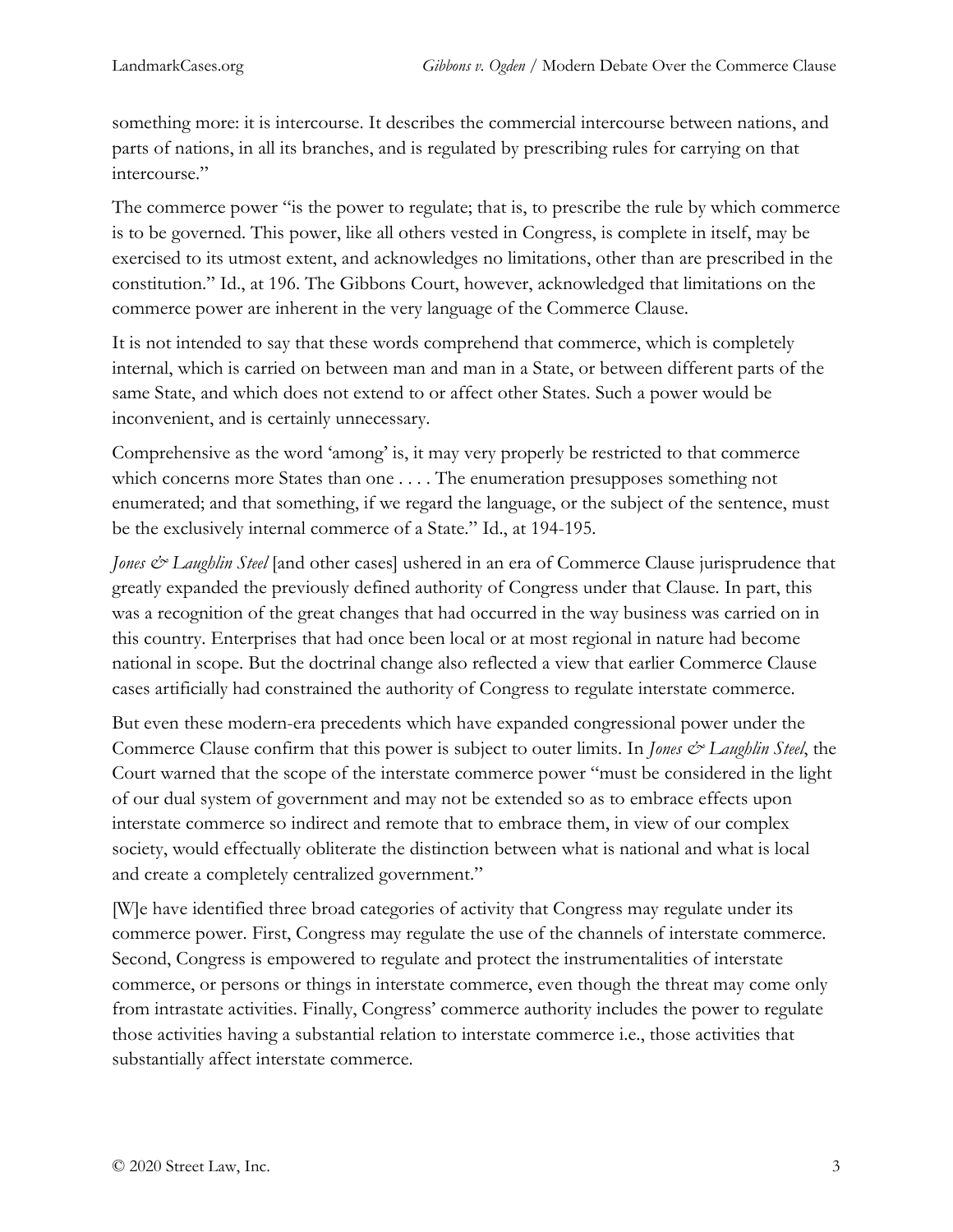something more: it is intercourse. It describes the commercial intercourse between nations, and parts of nations, in all its branches, and is regulated by prescribing rules for carrying on that intercourse."

The commerce power "is the power to regulate; that is, to prescribe the rule by which commerce is to be governed. This power, like all others vested in Congress, is complete in itself, may be exercised to its utmost extent, and acknowledges no limitations, other than are prescribed in the constitution." Id., at 196. The Gibbons Court, however, acknowledged that limitations on the commerce power are inherent in the very language of the Commerce Clause.

It is not intended to say that these words comprehend that commerce, which is completely internal, which is carried on between man and man in a State, or between different parts of the same State, and which does not extend to or affect other States. Such a power would be inconvenient, and is certainly unnecessary.

Comprehensive as the word 'among' is, it may very properly be restricted to that commerce which concerns more States than one . . . . The enumeration presupposes something not enumerated; and that something, if we regard the language, or the subject of the sentence, must be the exclusively internal commerce of a State." Id., at 194-195.

*Jones & Laughlin Steel* [and other cases] ushered in an era of Commerce Clause jurisprudence that greatly expanded the previously defined authority of Congress under that Clause. In part, this was a recognition of the great changes that had occurred in the way business was carried on in this country. Enterprises that had once been local or at most regional in nature had become national in scope. But the doctrinal change also reflected a view that earlier Commerce Clause cases artificially had constrained the authority of Congress to regulate interstate commerce.

But even these modern-era precedents which have expanded congressional power under the Commerce Clause confirm that this power is subject to outer limits. In *Jones & Laughlin Steel*, the Court warned that the scope of the interstate commerce power "must be considered in the light of our dual system of government and may not be extended so as to embrace effects upon interstate commerce so indirect and remote that to embrace them, in view of our complex society, would effectually obliterate the distinction between what is national and what is local and create a completely centralized government."

[W]e have identified three broad categories of activity that Congress may regulate under its commerce power. First, Congress may regulate the use of the channels of interstate commerce. Second, Congress is empowered to regulate and protect the instrumentalities of interstate commerce, or persons or things in interstate commerce, even though the threat may come only from intrastate activities. Finally, Congress' commerce authority includes the power to regulate those activities having a substantial relation to interstate commerce i.e., those activities that substantially affect interstate commerce.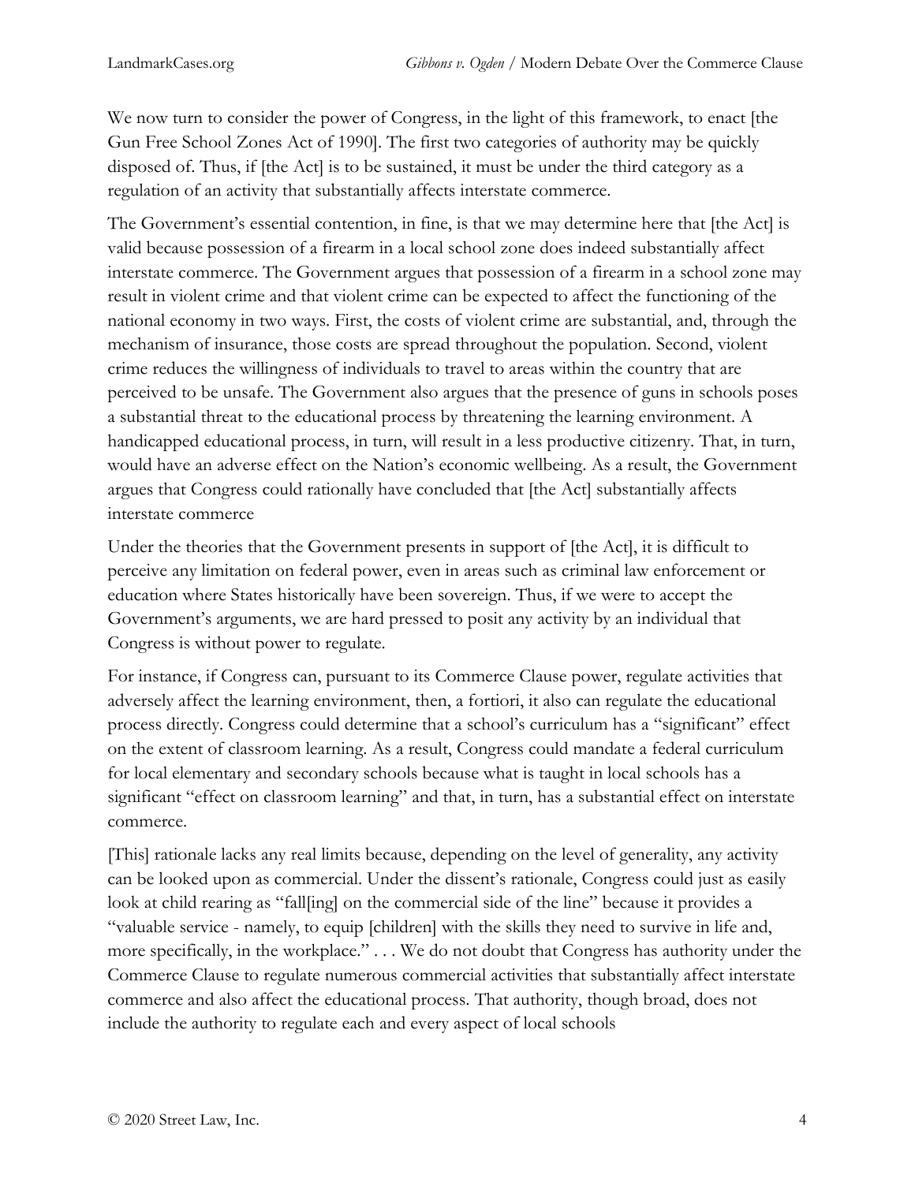We now turn to consider the power of Congress, in the light of this framework, to enact [the Gun Free School Zones Act of 1990]. The first two categories of authority may be quickly disposed of. Thus, if [the Act] is to be sustained, it must be under the third category as a regulation of an activity that substantially affects interstate commerce.

The Government's essential contention, in fine, is that we may determine here that [the Act] is valid because possession of a firearm in a local school zone does indeed substantially affect interstate commerce. The Government argues that possession of a firearm in a school zone may result in violent crime and that violent crime can be expected to affect the functioning of the national economy in two ways. First, the costs of violent crime are substantial, and, through the mechanism of insurance, those costs are spread throughout the population. Second, violent crime reduces the willingness of individuals to travel to areas within the country that are perceived to be unsafe. The Government also argues that the presence of guns in schools poses a substantial threat to the educational process by threatening the learning environment. A handicapped educational process, in turn, will result in a less productive citizenry. That, in turn, would have an adverse effect on the Nation's economic wellbeing. As a result, the Government argues that Congress could rationally have concluded that [the Act] substantially affects interstate commerce

Under the theories that the Government presents in support of [the Act], it is difficult to perceive any limitation on federal power, even in areas such as criminal law enforcement or education where States historically have been sovereign. Thus, if we were to accept the Government's arguments, we are hard pressed to posit any activity by an individual that Congress is without power to regulate.

For instance, if Congress can, pursuant to its Commerce Clause power, regulate activities that adversely affect the learning environment, then, a fortiori, it also can regulate the educational process directly. Congress could determine that a school's curriculum has a "significant" effect on the extent of classroom learning. As a result, Congress could mandate a federal curriculum for local elementary and secondary schools because what is taught in local schools has a significant "effect on classroom learning" and that, in turn, has a substantial effect on interstate commerce.

[This] rationale lacks any real limits because, depending on the level of generality, any activity can be looked upon as commercial. Under the dissent's rationale, Congress could just as easily look at child rearing as "fall[ing] on the commercial side of the line" because it provides a "valuable service - namely, to equip [children] with the skills they need to survive in life and, more specifically, in the workplace." . . . We do not doubt that Congress has authority under the Commerce Clause to regulate numerous commercial activities that substantially affect interstate commerce and also affect the educational process. That authority, though broad, does not include the authority to regulate each and every aspect of local schools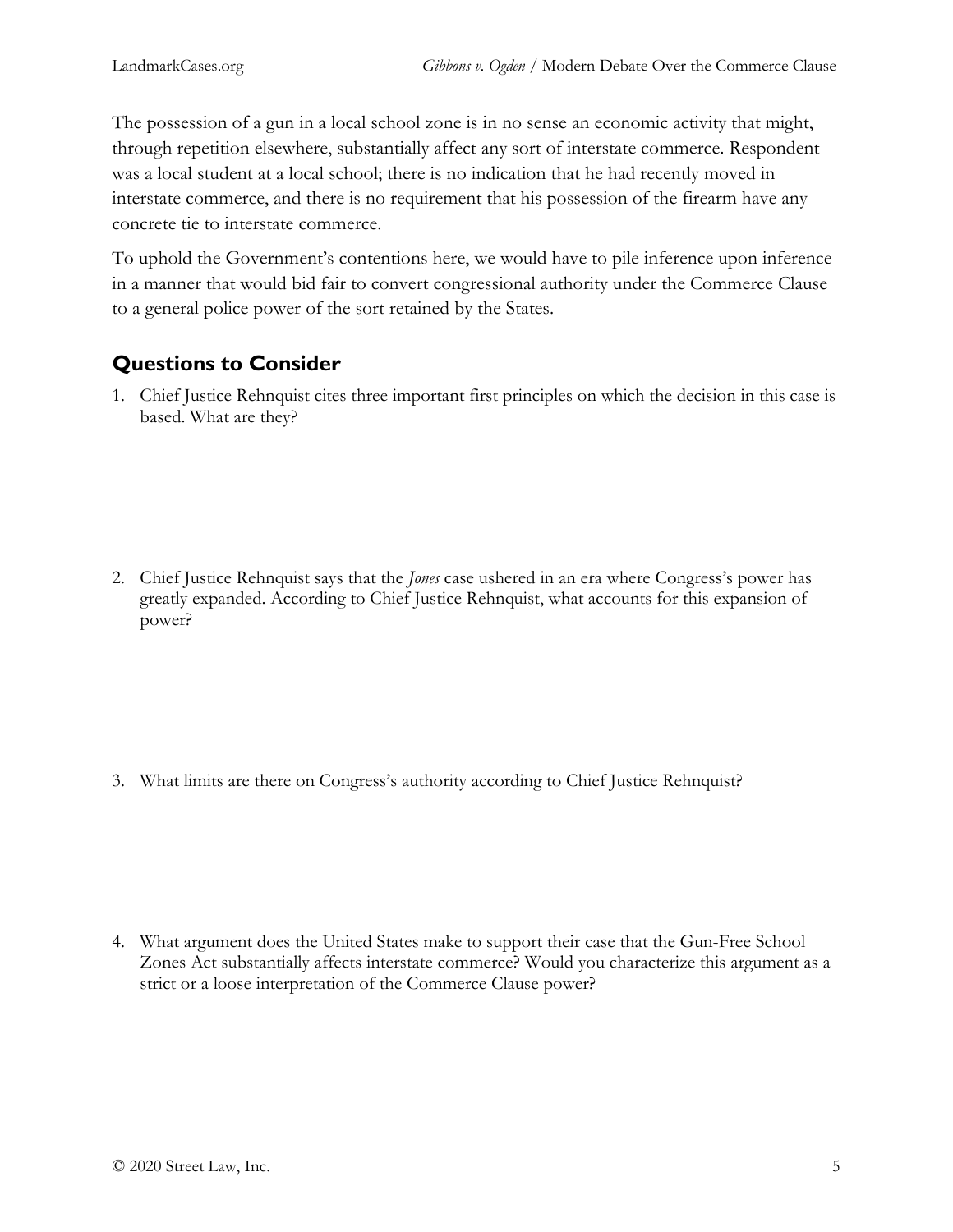The possession of a gun in a local school zone is in no sense an economic activity that might, through repetition elsewhere, substantially affect any sort of interstate commerce. Respondent was a local student at a local school; there is no indication that he had recently moved in interstate commerce, and there is no requirement that his possession of the firearm have any concrete tie to interstate commerce.

To uphold the Government's contentions here, we would have to pile inference upon inference in a manner that would bid fair to convert congressional authority under the Commerce Clause to a general police power of the sort retained by the States.

## Questions to Consider

1. Chief Justice Rehnquist cites three important first principles on which the decision in this case is based. What are they?

2. Chief Justice Rehnquist says that the *Jones* case ushered in an era where Congress's power has greatly expanded. According to Chief Justice Rehnquist, what accounts for this expansion of power?

3. What limits are there on Congress's authority according to Chief Justice Rehnquist?

4. What argument does the United States make to support their case that the Gun-Free School Zones Act substantially affects interstate commerce? Would you characterize this argument as a strict or a loose interpretation of the Commerce Clause power?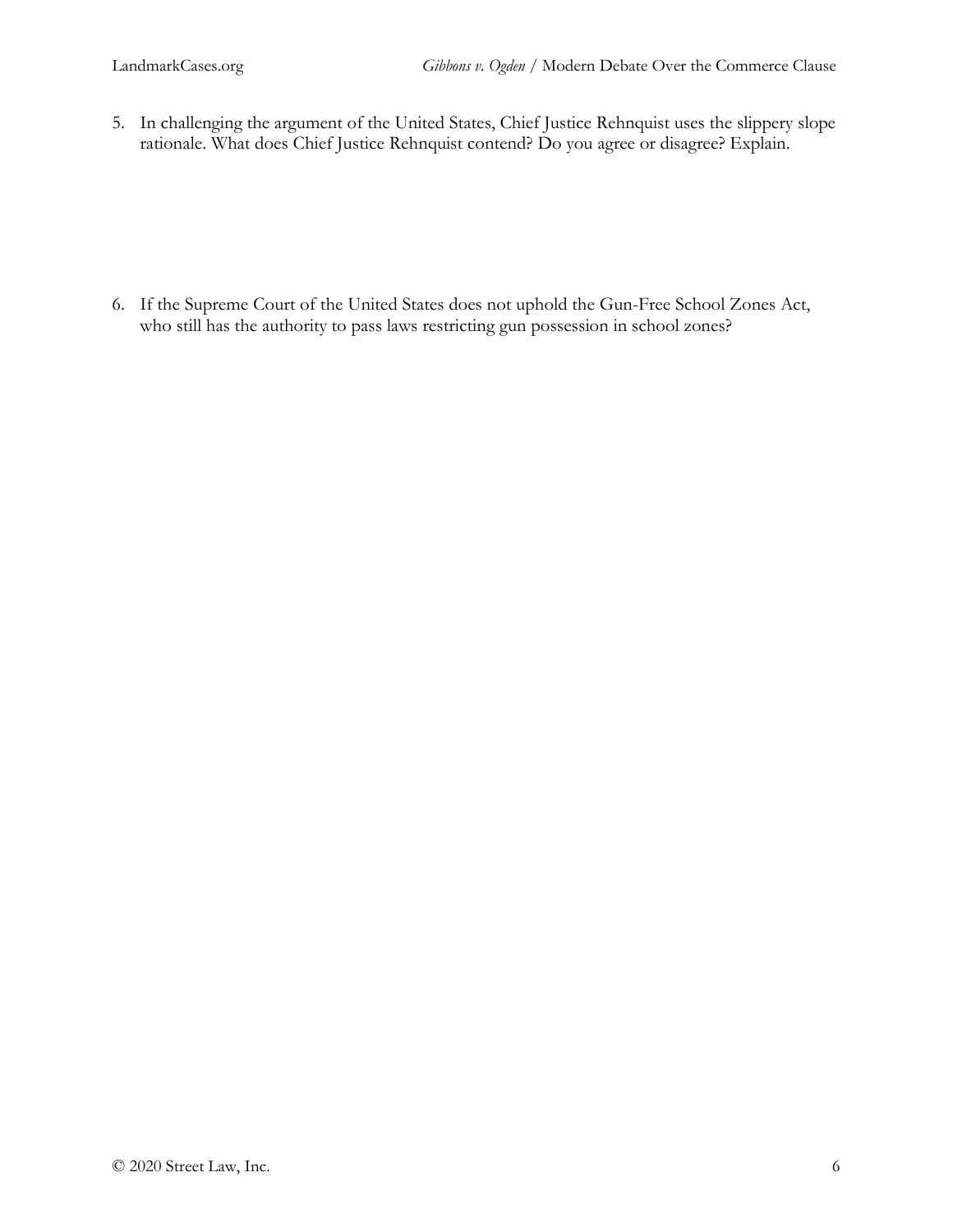5. In challenging the argument of the United States, Chief Justice Rehnquist uses the slippery slope rationale. What does Chief Justice Rehnquist contend? Do you agree or disagree? Explain.

6. If the Supreme Court of the United States does not uphold the Gun-Free School Zones Act, who still has the authority to pass laws restricting gun possession in school zones?